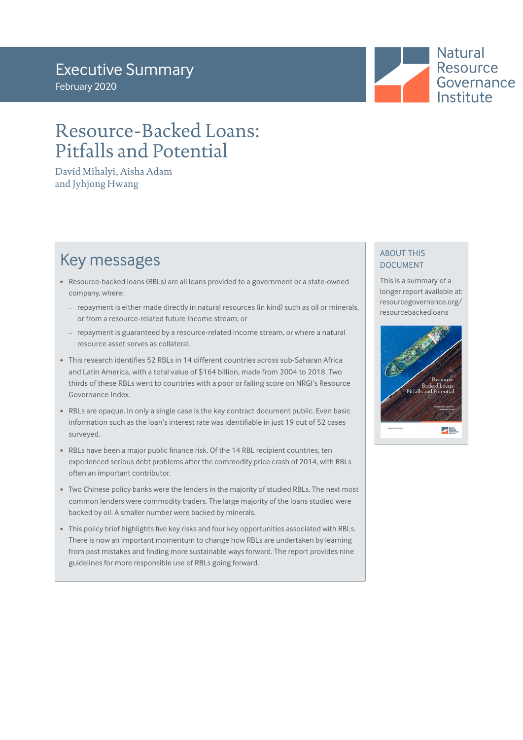Executive Summary
February 2020

Natural Resource Governance Institute

# Resource-Backed Loans: Pitfalls and Potential

David Mihalyi, Aisha Adam and Jyhjong Hwang

## Key messages

- Resource-backed loans (RBLs) are all loans provided to a government or a state-owned company, where:
  - repayment is either made directly in natural resources (in kind) such as oil or minerals, or from a resource-related future income stream; or
  - repayment is guaranteed by a resource-related income stream, or where a natural resource asset serves as collateral.
- This research identifies 52 RBLs in 14 different countries across sub-Saharan Africa and Latin America, with a total value of $164 billion, made from 2004 to 2018. Two thirds of these RBLs went to countries with a poor or failing score on NRGI's Resource Governance Index.
- RBLs are opaque. In only a single case is the key contract document public. Even basic information such as the loan's interest rate was identifiable in just 19 out of 52 cases surveyed.
- RBLs have been a major public finance risk. Of the 14 RBL recipient countries, ten experienced serious debt problems after the commodity price crash of 2014, with RBLs often an important contributor.
- Two Chinese policy banks were the lenders in the majority of studied RBLs. The next most common lenders were commodity traders. The large majority of the loans studied were backed by oil. A smaller number were backed by minerals.
- This policy brief highlights five key risks and four key opportunities associated with RBLs. There is now an important momentum to change how RBLs are undertaken by learning from past mistakes and finding more sustainable ways forward. The report provides nine guidelines for more responsible use of RBLs going forward.

### ABOUT THIS DOCUMENT

This is a summary of a longer report available at: resourcegovernance.org/resourcebackedloans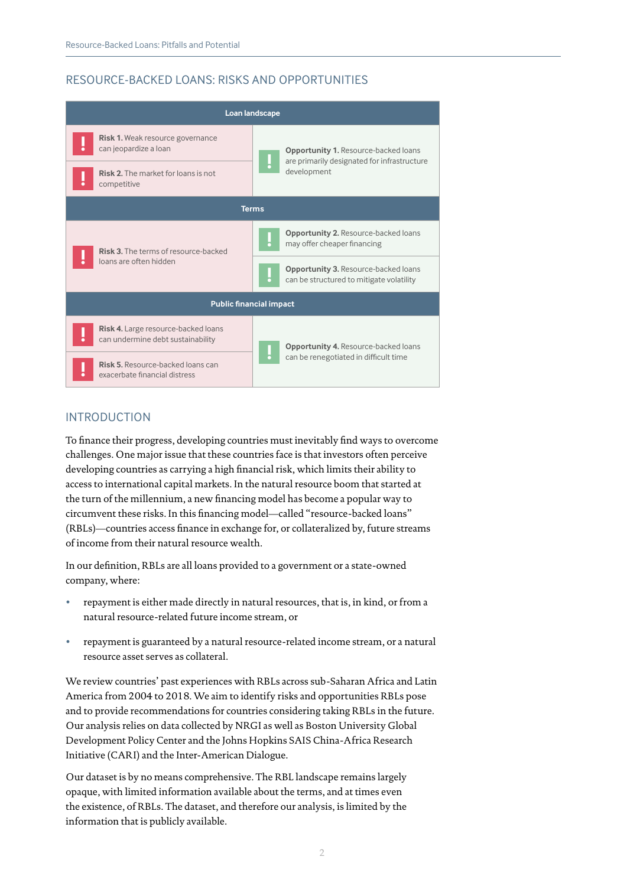## RESOURCE-BACKED LOANS: RISKS AND OPPORTUNITIES

| Risks | Opportunities |
|---|---|
| **Loan landscape** | |
| **Risk 1.** Weak resource governance can jeopardize a loan | **Opportunity 1.** Resource-backed loans are primarily designated for infrastructure development |
| **Risk 2.** The market for loans is not competitive | |
| **Terms** | |
| **Risk 3.** The terms of resource-backed loans are often hidden | **Opportunity 2.** Resource-backed loans may offer cheaper financing |
| | **Opportunity 3.** Resource-backed loans can be structured to mitigate volatility |
| **Public financial impact** | |
| **Risk 4.** Large resource-backed loans can undermine debt sustainability | **Opportunity 4.** Resource-backed loans can be renegotiated in difficult time |
| **Risk 5.** Resource-backed loans can exacerbate financial distress | |

## INTRODUCTION

To finance their progress, developing countries must inevitably find ways to overcome challenges. One major issue that these countries face is that investors often perceive developing countries as carrying a high financial risk, which limits their ability to access to international capital markets. In the natural resource boom that started at the turn of the millennium, a new financing model has become a popular way to circumvent these risks. In this financing model—called "resource-backed loans" (RBLs)—countries access finance in exchange for, or collateralized by, future streams of income from their natural resource wealth.

In our definition, RBLs are all loans provided to a government or a state-owned company, where:

- repayment is either made directly in natural resources, that is, in kind, or from a natural resource-related future income stream, or
- repayment is guaranteed by a natural resource-related income stream, or a natural resource asset serves as collateral.

We review countries' past experiences with RBLs across sub-Saharan Africa and Latin America from 2004 to 2018. We aim to identify risks and opportunities RBLs pose and to provide recommendations for countries considering taking RBLs in the future. Our analysis relies on data collected by NRGI as well as Boston University Global Development Policy Center and the Johns Hopkins SAIS China-Africa Research Initiative (CARI) and the Inter-American Dialogue.

Our dataset is by no means comprehensive. The RBL landscape remains largely opaque, with limited information available about the terms, and at times even the existence, of RBLs. The dataset, and therefore our analysis, is limited by the information that is publicly available.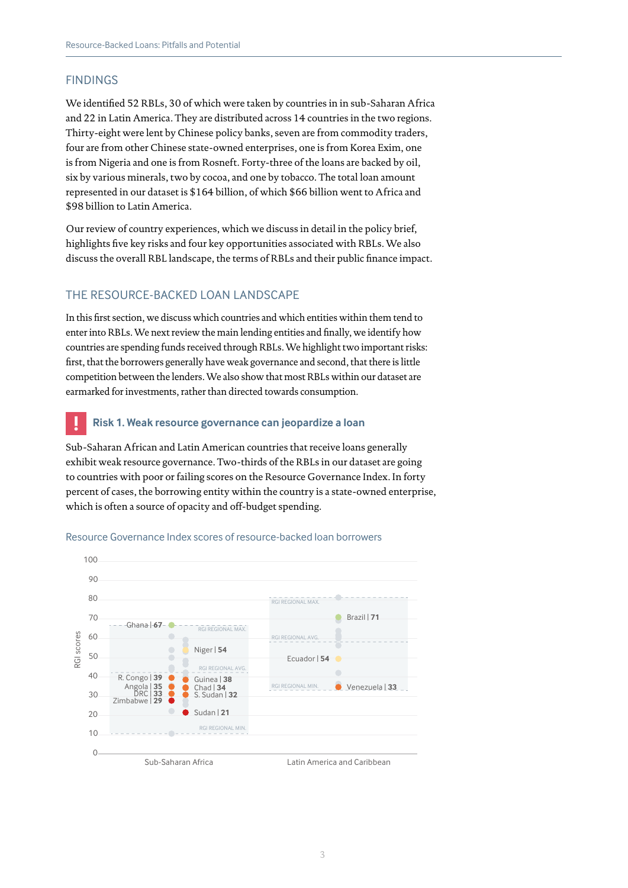## FINDINGS

We identified 52 RBLs, 30 of which were taken by countries in in sub-Saharan Africa and 22 in Latin America. They are distributed across 14 countries in the two regions. Thirty-eight were lent by Chinese policy banks, seven are from commodity traders, four are from other Chinese state-owned enterprises, one is from Korea Exim, one is from Nigeria and one is from Rosneft. Forty-three of the loans are backed by oil, six by various minerals, two by cocoa, and one by tobacco. The total loan amount represented in our dataset is $164 billion, of which $66 billion went to Africa and $98 billion to Latin America.

Our review of country experiences, which we discuss in detail in the policy brief, highlights five key risks and four key opportunities associated with RBLs. We also discuss the overall RBL landscape, the terms of RBLs and their public finance impact.

## THE RESOURCE-BACKED LOAN LANDSCAPE

In this first section, we discuss which countries and which entities within them tend to enter into RBLs. We next review the main lending entities and finally, we identify how countries are spending funds received through RBLs. We highlight two important risks: first, that the borrowers generally have weak governance and second, that there is little competition between the lenders. We also show that most RBLs within our dataset are earmarked for investments, rather than directed towards consumption.

### Risk 1. Weak resource governance can jeopardize a loan

Sub-Saharan African and Latin American countries that receive loans generally exhibit weak resource governance. Two-thirds of the RBLs in our dataset are going to countries with poor or failing scores on the Resource Governance Index. In forty percent of cases, the borrowing entity within the country is a state-owned enterprise, which is often a source of opacity and off-budget spending.

Resource Governance Index scores of resource-backed loan borrowers

| Region | Country | RGI score |
|---|---|---|
| Sub-Saharan Africa | Ghana | 67 |
| Sub-Saharan Africa | Niger | 54 |
| Sub-Saharan Africa | R. Congo | 39 |
| Sub-Saharan Africa | Guinea | 38 |
| Sub-Saharan Africa | Angola | 35 |
| Sub-Saharan Africa | Chad | 34 |
| Sub-Saharan Africa | DRC | 33 |
| Sub-Saharan Africa | S. Sudan | 32 |
| Sub-Saharan Africa | Zimbabwe | 29 |
| Sub-Saharan Africa | Sudan | 21 |
| Latin America and Caribbean | Brazil | 71 |
| Latin America and Caribbean | Ecuador | 54 |
| Latin America and Caribbean | Venezuela | 33 |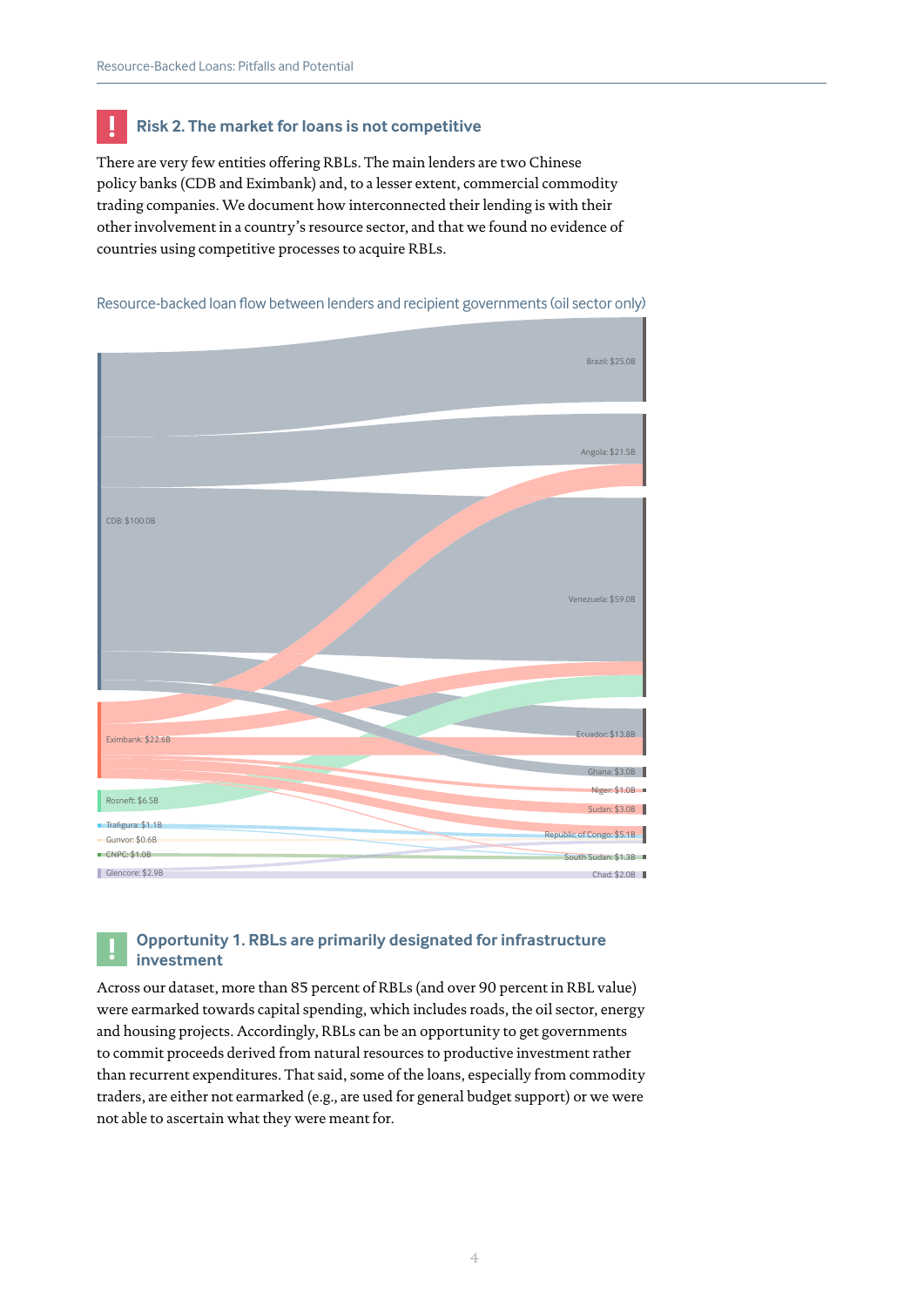## Risk 2. The market for loans is not competitive

There are very few entities offering RBLs. The main lenders are two Chinese policy banks (CDB and Eximbank) and, to a lesser extent, commercial commodity trading companies. We document how interconnected their lending is with their other involvement in a country's resource sector, and that we found no evidence of countries using competitive processes to acquire RBLs.

Resource-backed loan flow between lenders and recipient governments (oil sector only)

CDB: $100.0B
Eximbank: $22.6B
Rosneft: $6.5B
Trafigura: $1.1B
Gunvor: $0.6B
CNPC: $1.0B
Glencore: $2.9B

Brazil: $25.0B
Angola: $21.5B
Venezuela: $59.0B
Ecuador: $13.8B
Ghana: $3.0B
Niger: $1.0B
Sudan: $3.0B
Republic of Congo: $5.1B
South Sudan: $1.3B
Chad: $2.0B

## Opportunity 1. RBLs are primarily designated for infrastructure investment

Across our dataset, more than 85 percent of RBLs (and over 90 percent in RBL value) were earmarked towards capital spending, which includes roads, the oil sector, energy and housing projects. Accordingly, RBLs can be an opportunity to get governments to commit proceeds derived from natural resources to productive investment rather than recurrent expenditures. That said, some of the loans, especially from commodity traders, are either not earmarked (e.g., are used for general budget support) or we were not able to ascertain what they were meant for.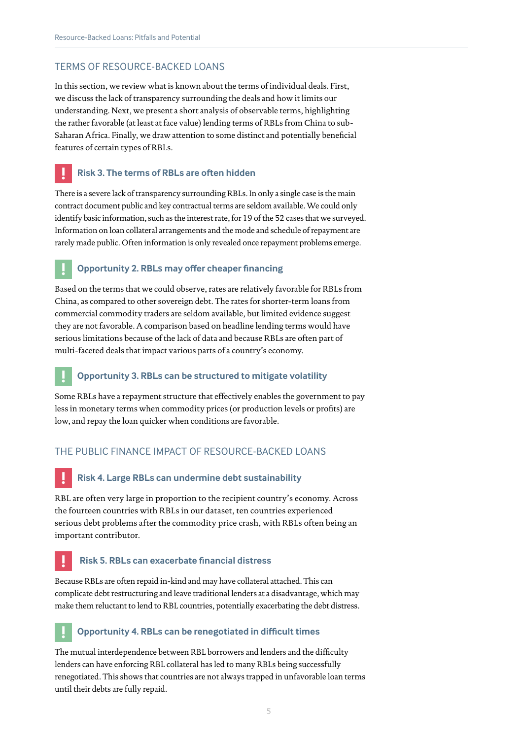## TERMS OF RESOURCE-BACKED LOANS

In this section, we review what is known about the terms of individual deals. First, we discuss the lack of transparency surrounding the deals and how it limits our understanding. Next, we present a short analysis of observable terms, highlighting the rather favorable (at least at face value) lending terms of RBLs from China to sub-Saharan Africa. Finally, we draw attention to some distinct and potentially beneficial features of certain types of RBLs.

### ! Risk 3. The terms of RBLs are often hidden

There is a severe lack of transparency surrounding RBLs. In only a single case is the main contract document public and key contractual terms are seldom available. We could only identify basic information, such as the interest rate, for 19 of the 52 cases that we surveyed. Information on loan collateral arrangements and the mode and schedule of repayment are rarely made public. Often information is only revealed once repayment problems emerge.

### ! Opportunity 2. RBLs may offer cheaper financing

Based on the terms that we could observe, rates are relatively favorable for RBLs from China, as compared to other sovereign debt. The rates for shorter-term loans from commercial commodity traders are seldom available, but limited evidence suggest they are not favorable. A comparison based on headline lending terms would have serious limitations because of the lack of data and because RBLs are often part of multi-faceted deals that impact various parts of a country's economy.

### ! Opportunity 3. RBLs can be structured to mitigate volatility

Some RBLs have a repayment structure that effectively enables the government to pay less in monetary terms when commodity prices (or production levels or profits) are low, and repay the loan quicker when conditions are favorable.

## THE PUBLIC FINANCE IMPACT OF RESOURCE-BACKED LOANS

### ! Risk 4. Large RBLs can undermine debt sustainability

RBL are often very large in proportion to the recipient country's economy. Across the fourteen countries with RBLs in our dataset, ten countries experienced serious debt problems after the commodity price crash, with RBLs often being an important contributor.

### ! Risk 5. RBLs can exacerbate financial distress

Because RBLs are often repaid in-kind and may have collateral attached. This can complicate debt restructuring and leave traditional lenders at a disadvantage, which may make them reluctant to lend to RBL countries, potentially exacerbating the debt distress.

### ! Opportunity 4. RBLs can be renegotiated in difficult times

The mutual interdependence between RBL borrowers and lenders and the difficulty lenders can have enforcing RBL collateral has led to many RBLs being successfully renegotiated. This shows that countries are not always trapped in unfavorable loan terms until their debts are fully repaid.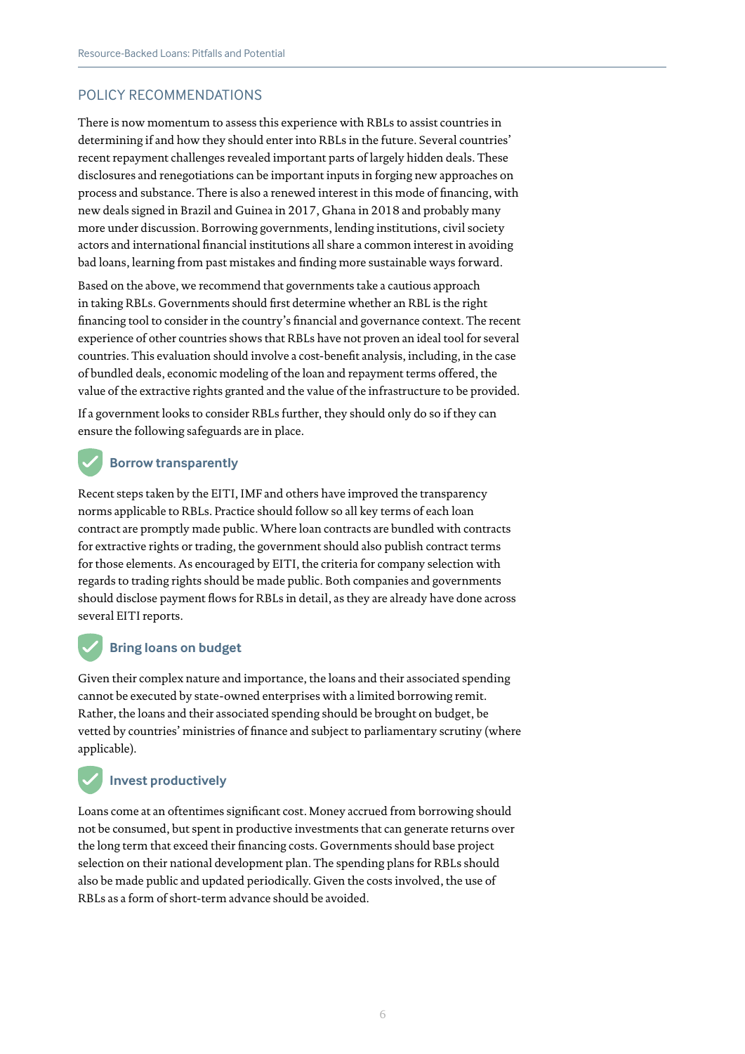## POLICY RECOMMENDATIONS

There is now momentum to assess this experience with RBLs to assist countries in determining if and how they should enter into RBLs in the future. Several countries' recent repayment challenges revealed important parts of largely hidden deals. These disclosures and renegotiations can be important inputs in forging new approaches on process and substance. There is also a renewed interest in this mode of financing, with new deals signed in Brazil and Guinea in 2017, Ghana in 2018 and probably many more under discussion. Borrowing governments, lending institutions, civil society actors and international financial institutions all share a common interest in avoiding bad loans, learning from past mistakes and finding more sustainable ways forward.

Based on the above, we recommend that governments take a cautious approach in taking RBLs. Governments should first determine whether an RBL is the right financing tool to consider in the country's financial and governance context. The recent experience of other countries shows that RBLs have not proven an ideal tool for several countries. This evaluation should involve a cost-benefit analysis, including, in the case of bundled deals, economic modeling of the loan and repayment terms offered, the value of the extractive rights granted and the value of the infrastructure to be provided.

If a government looks to consider RBLs further, they should only do so if they can ensure the following safeguards are in place.

### Borrow transparently

Recent steps taken by the EITI, IMF and others have improved the transparency norms applicable to RBLs. Practice should follow so all key terms of each loan contract are promptly made public. Where loan contracts are bundled with contracts for extractive rights or trading, the government should also publish contract terms for those elements. As encouraged by EITI, the criteria for company selection with regards to trading rights should be made public. Both companies and governments should disclose payment flows for RBLs in detail, as they are already have done across several EITI reports.

### Bring loans on budget

Given their complex nature and importance, the loans and their associated spending cannot be executed by state-owned enterprises with a limited borrowing remit. Rather, the loans and their associated spending should be brought on budget, be vetted by countries' ministries of finance and subject to parliamentary scrutiny (where applicable).

### Invest productively

Loans come at an oftentimes significant cost. Money accrued from borrowing should not be consumed, but spent in productive investments that can generate returns over the long term that exceed their financing costs. Governments should base project selection on their national development plan. The spending plans for RBLs should also be made public and updated periodically. Given the costs involved, the use of RBLs as a form of short-term advance should be avoided.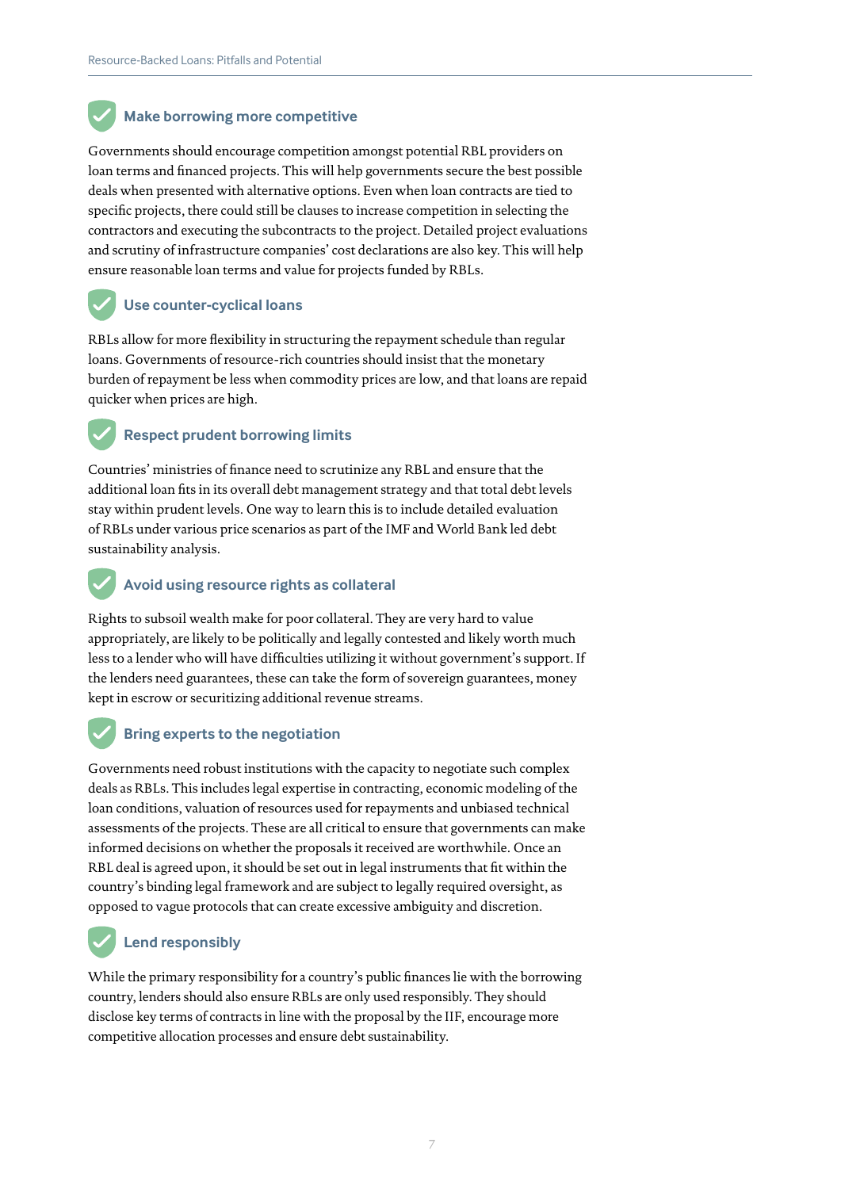### Make borrowing more competitive

Governments should encourage competition amongst potential RBL providers on loan terms and financed projects. This will help governments secure the best possible deals when presented with alternative options. Even when loan contracts are tied to specific projects, there could still be clauses to increase competition in selecting the contractors and executing the subcontracts to the project. Detailed project evaluations and scrutiny of infrastructure companies' cost declarations are also key. This will help ensure reasonable loan terms and value for projects funded by RBLs.

### Use counter-cyclical loans

RBLs allow for more flexibility in structuring the repayment schedule than regular loans. Governments of resource-rich countries should insist that the monetary burden of repayment be less when commodity prices are low, and that loans are repaid quicker when prices are high.

### Respect prudent borrowing limits

Countries' ministries of finance need to scrutinize any RBL and ensure that the additional loan fits in its overall debt management strategy and that total debt levels stay within prudent levels. One way to learn this is to include detailed evaluation of RBLs under various price scenarios as part of the IMF and World Bank led debt sustainability analysis.

### Avoid using resource rights as collateral

Rights to subsoil wealth make for poor collateral. They are very hard to value appropriately, are likely to be politically and legally contested and likely worth much less to a lender who will have difficulties utilizing it without government's support. If the lenders need guarantees, these can take the form of sovereign guarantees, money kept in escrow or securitizing additional revenue streams.

### Bring experts to the negotiation

Governments need robust institutions with the capacity to negotiate such complex deals as RBLs. This includes legal expertise in contracting, economic modeling of the loan conditions, valuation of resources used for repayments and unbiased technical assessments of the projects. These are all critical to ensure that governments can make informed decisions on whether the proposals it received are worthwhile. Once an RBL deal is agreed upon, it should be set out in legal instruments that fit within the country's binding legal framework and are subject to legally required oversight, as opposed to vague protocols that can create excessive ambiguity and discretion.

### Lend responsibly

While the primary responsibility for a country's public finances lie with the borrowing country, lenders should also ensure RBLs are only used responsibly. They should disclose key terms of contracts in line with the proposal by the IIF, encourage more competitive allocation processes and ensure debt sustainability.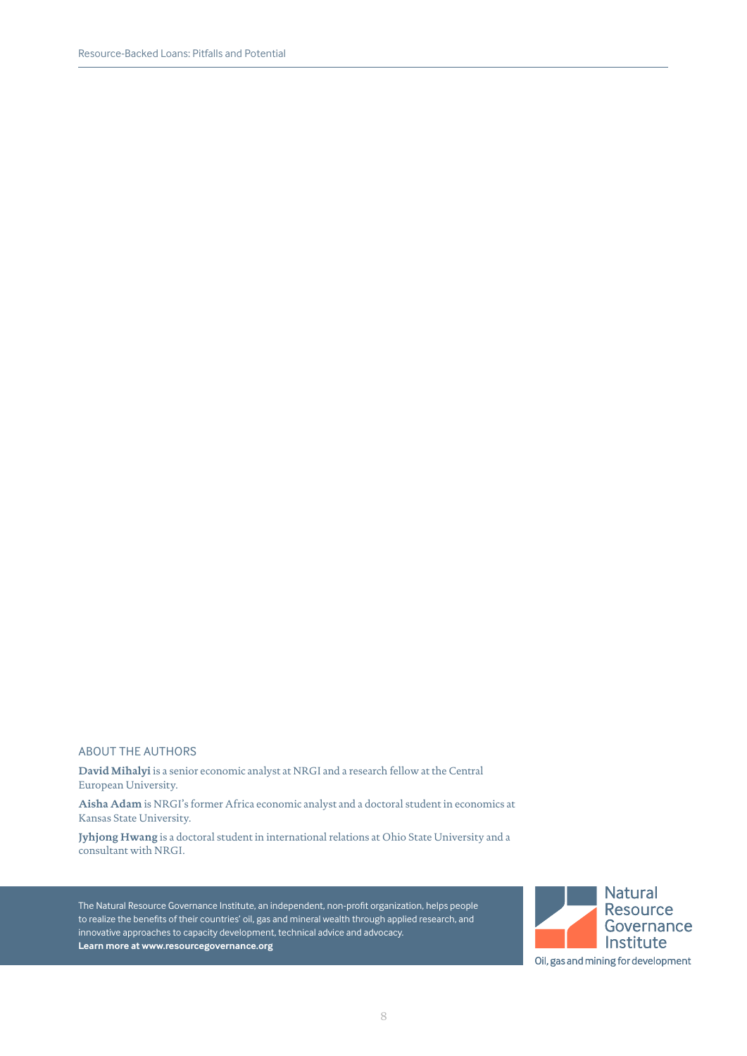## ABOUT THE AUTHORS

**David Mihalyi** is a senior economic analyst at NRGI and a research fellow at the Central European University.

**Aisha Adam** is NRGI's former Africa economic analyst and a doctoral student in economics at Kansas State University.

**Jyhjong Hwang** is a doctoral student in international relations at Ohio State University and a consultant with NRGI.

The Natural Resource Governance Institute, an independent, non-profit organization, helps people to realize the benefits of their countries' oil, gas and mineral wealth through applied research, and innovative approaches to capacity development, technical advice and advocacy.
**Learn more at www.resourcegovernance.org**

Natural Resource Governance Institute

Oil, gas and mining for development